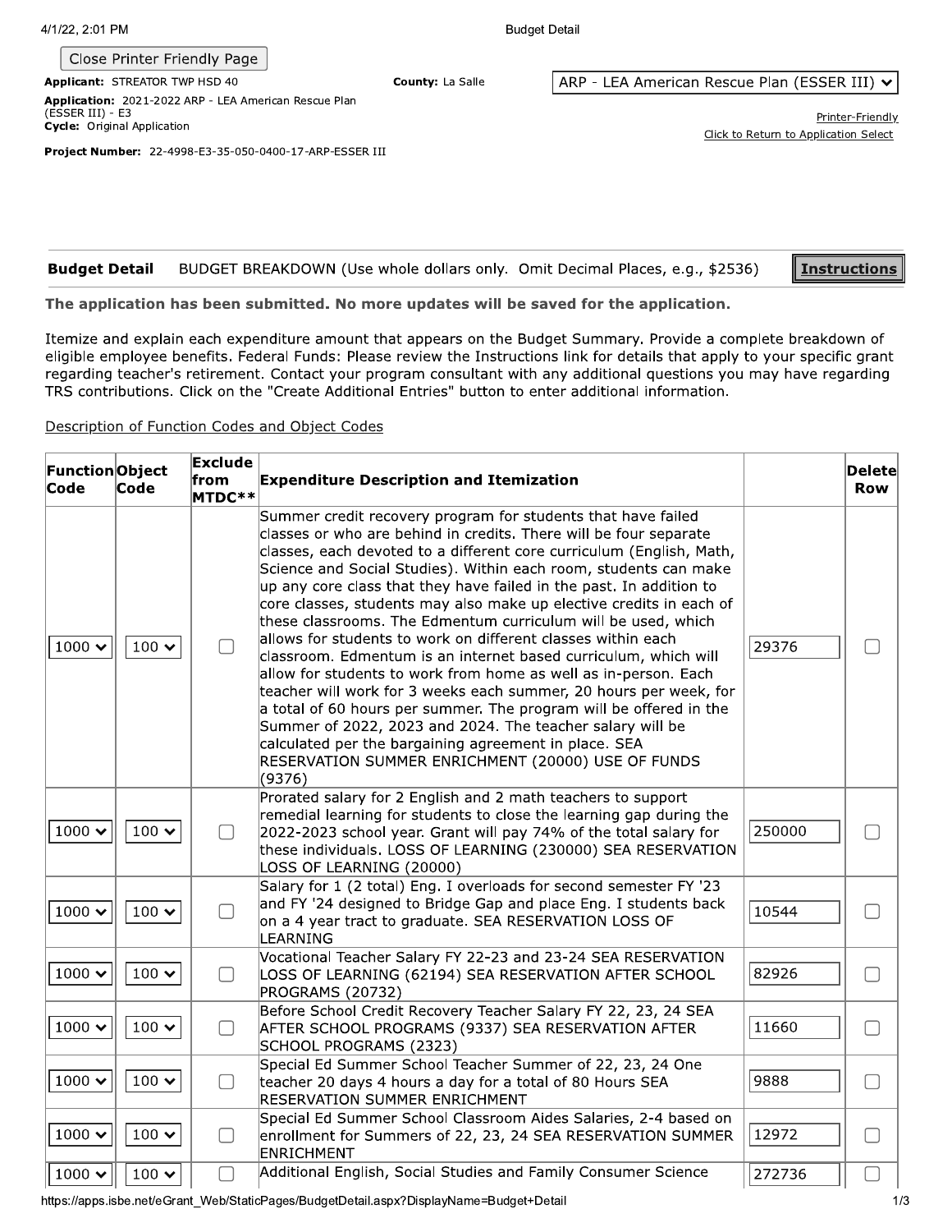Close Printer Friendly Page

**Applicant:** STREATOR TWP HSD 40 **County:** La Salle

ARP - LEA American Rescue Plan (ESSER III)

**Application:** 2021-2022 ARP - LEA American Rescue Plan (ESSER III) - E3

**Cycle:** Original Application

Printer-Friendly

Click to Return to Application Select

**Project Number:** 22-4998-E3-35-050-0400-17-ARP-ESSER III

**Budget Detail** BUDGET BREAKDOWN (Use whole dollars only. Omit Decimal Places, e.g., $2536) **Instructions**

**The application has been submitted. No more updates will be saved for the application.**

Itemize and explain each expenditure amount that appears on the Budget Summary. Provide a complete breakdown of eligible employee benefits. Federal Funds: Please review the Instructions link for details that apply to your specific grant regarding teacher's retirement. Contact your program consultant with any additional questions you may have regarding TRS contributions. Click on the "Create Additional Entries" button to enter additional information.

Description of Function Codes and Object Codes

| Function Code | Object Code | Exclude from MTDC** | Expenditure Description and Itemization | | Delete Row |
|---|---|---|---|---|---|
| 1000 | 100 | ☐ | Summer credit recovery program for students that have failed classes or who are behind in credits. There will be four separate classes, each devoted to a different core curriculum (English, Math, Science and Social Studies). Within each room, students can make up any core class that they have failed in the past. In addition to core classes, students may also make up elective credits in each of these classrooms. The Edmentum curriculum will be used, which allows for students to work on different classes within each classroom. Edmentum is an internet based curriculum, which will allow for students to work from home as well as in-person. Each teacher will work for 3 weeks each summer, 20 hours per week, for a total of 60 hours per summer. The program will be offered in the Summer of 2022, 2023 and 2024. The teacher salary will be calculated per the bargaining agreement in place. SEA RESERVATION SUMMER ENRICHMENT (20000) USE OF FUNDS (9376) | 29376 | ☐ |
| 1000 | 100 | ☐ | Prorated salary for 2 English and 2 math teachers to support remedial learning for students to close the learning gap during the 2022-2023 school year. Grant will pay 74% of the total salary for these individuals. LOSS OF LEARNING (230000) SEA RESERVATION LOSS OF LEARNING (20000) | 250000 | ☐ |
| 1000 | 100 | ☐ | Salary for 1 (2 total) Eng. I overloads for second semester FY '23 and FY '24 designed to Bridge Gap and place Eng. I students back on a 4 year tract to graduate. SEA RESERVATION LOSS OF LEARNING | 10544 | ☐ |
| 1000 | 100 | ☐ | Vocational Teacher Salary FY 22-23 and 23-24 SEA RESERVATION LOSS OF LEARNING (62194) SEA RESERVATION AFTER SCHOOL PROGRAMS (20732) | 82926 | ☐ |
| 1000 | 100 | ☐ | Before School Credit Recovery Teacher Salary FY 22, 23, 24 SEA AFTER SCHOOL PROGRAMS (9337) SEA RESERVATION AFTER SCHOOL PROGRAMS (2323) | 11660 | ☐ |
| 1000 | 100 | ☐ | Special Ed Summer School Teacher Summer of 22, 23, 24 One teacher 20 days 4 hours a day for a total of 80 Hours SEA RESERVATION SUMMER ENRICHMENT | 9888 | ☐ |
| 1000 | 100 | ☐ | Special Ed Summer School Classroom Aides Salaries, 2-4 based on enrollment for Summers of 22, 23, 24 SEA RESERVATION SUMMER ENRICHMENT | 12972 | ☐ |
| 1000 | 100 | ☐ | Additional English, Social Studies and Family Consumer Science | 272736 | ☐ |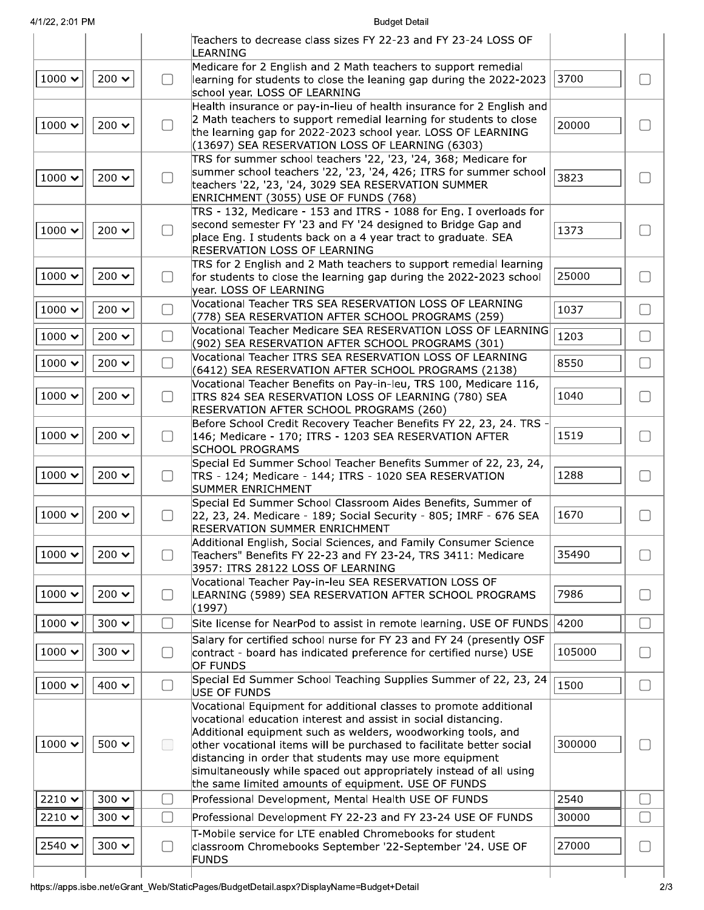| | | | | | |
|---|---|---|---|---|---|
| | | | Teachers to decrease class sizes FY 22-23 and FY 23-24 LOSS OF LEARNING | | |
| 1000 | 200 | ☐ | Medicare for 2 English and 2 Math teachers to support remedial learning for students to close the leaning gap during the 2022-2023 school year. LOSS OF LEARNING | 3700 | ☐ |
| 1000 | 200 | ☐ | Health insurance or pay-in-lieu of health insurance for 2 English and 2 Math teachers to support remedial learning for students to close the learning gap for 2022-2023 school year. LOSS OF LEARNING (13697) SEA RESERVATION LOSS OF LEARNING (6303) | 20000 | ☐ |
| 1000 | 200 | ☐ | TRS for summer school teachers '22, '23, '24, 368; Medicare for summer school teachers '22, '23, '24, 426; ITRS for summer school teachers '22, '23, '24, 3029 SEA RESERVATION SUMMER ENRICHMENT (3055) USE OF FUNDS (768) | 3823 | ☐ |
| 1000 | 200 | ☐ | TRS - 132, Medicare - 153 and ITRS - 1088 for Eng. I overloads for second semester FY '23 and FY '24 designed to Bridge Gap and place Eng. I students back on a 4 year tract to graduate. SEA RESERVATION LOSS OF LEARNING | 1373 | ☐ |
| 1000 | 200 | ☐ | TRS for 2 English and 2 Math teachers to support remedial learning for students to close the learning gap during the 2022-2023 school year. LOSS OF LEARNING | 25000 | ☐ |
| 1000 | 200 | ☐ | Vocational Teacher TRS SEA RESERVATION LOSS OF LEARNING (778) SEA RESERVATION AFTER SCHOOL PROGRAMS (259) | 1037 | ☐ |
| 1000 | 200 | ☐ | Vocational Teacher Medicare SEA RESERVATION LOSS OF LEARNING (902) SEA RESERVATION AFTER SCHOOL PROGRAMS (301) | 1203 | ☐ |
| 1000 | 200 | ☐ | Vocational Teacher ITRS SEA RESERVATION LOSS OF LEARNING (6412) SEA RESERVATION AFTER SCHOOL PROGRAMS (2138) | 8550 | ☐ |
| 1000 | 200 | ☐ | Vocational Teacher Benefits on Pay-in-leu, TRS 100, Medicare 116, ITRS 824 SEA RESERVATION LOSS OF LEARNING (780) SEA RESERVATION AFTER SCHOOL PROGRAMS (260) | 1040 | ☐ |
| 1000 | 200 | ☐ | Before School Credit Recovery Teacher Benefits FY 22, 23, 24. TRS - 146; Medicare - 170; ITRS - 1203 SEA RESERVATION AFTER SCHOOL PROGRAMS | 1519 | ☐ |
| 1000 | 200 | ☐ | Special Ed Summer School Teacher Benefits Summer of 22, 23, 24, TRS - 124; Medicare - 144; ITRS - 1020 SEA RESERVATION SUMMER ENRICHMENT | 1288 | ☐ |
| 1000 | 200 | ☐ | Special Ed Summer School Classroom Aides Benefits, Summer of 22, 23, 24. Medicare - 189; Social Security - 805; IMRF - 676 SEA RESERVATION SUMMER ENRICHMENT | 1670 | ☐ |
| 1000 | 200 | ☐ | Additional English, Social Sciences, and Family Consumer Science Teachers" Benefits FY 22-23 and FY 23-24, TRS 3411: Medicare 3957: ITRS 28122 LOSS OF LEARNING | 35490 | ☐ |
| 1000 | 200 | ☐ | Vocational Teacher Pay-in-leu SEA RESERVATION LOSS OF LEARNING (5989) SEA RESERVATION AFTER SCHOOL PROGRAMS (1997) | 7986 | ☐ |
| 1000 | 300 | ☐ | Site license for NearPod to assist in remote learning. USE OF FUNDS | 4200 | ☐ |
| 1000 | 300 | ☐ | Salary for certified school nurse for FY 23 and FY 24 (presently OSF contract - board has indicated preference for certified nurse) USE OF FUNDS | 105000 | ☐ |
| 1000 | 400 | ☐ | Special Ed Summer School Teaching Supplies Summer of 22, 23, 24 USE OF FUNDS | 1500 | ☐ |
| 1000 | 500 | ☐ | Vocational Equipment for additional classes to promote additional vocational education interest and assist in social distancing. Additional equipment such as welders, woodworking tools, and other vocational items will be purchased to facilitate better social distancing in order that students may use more equipment simultaneously while spaced out appropriately instead of all using the same limited amounts of equipment. USE OF FUNDS | 300000 | ☐ |
| 2210 | 300 | ☐ | Professional Development, Mental Health USE OF FUNDS | 2540 | ☐ |
| 2210 | 300 | ☐ | Professional Development FY 22-23 and FY 23-24 USE OF FUNDS | 30000 | ☐ |
| 2540 | 300 | ☐ | T-Mobile service for LTE enabled Chromebooks for student classroom Chromebooks September '22-September '24. USE OF FUNDS | 27000 | ☐ |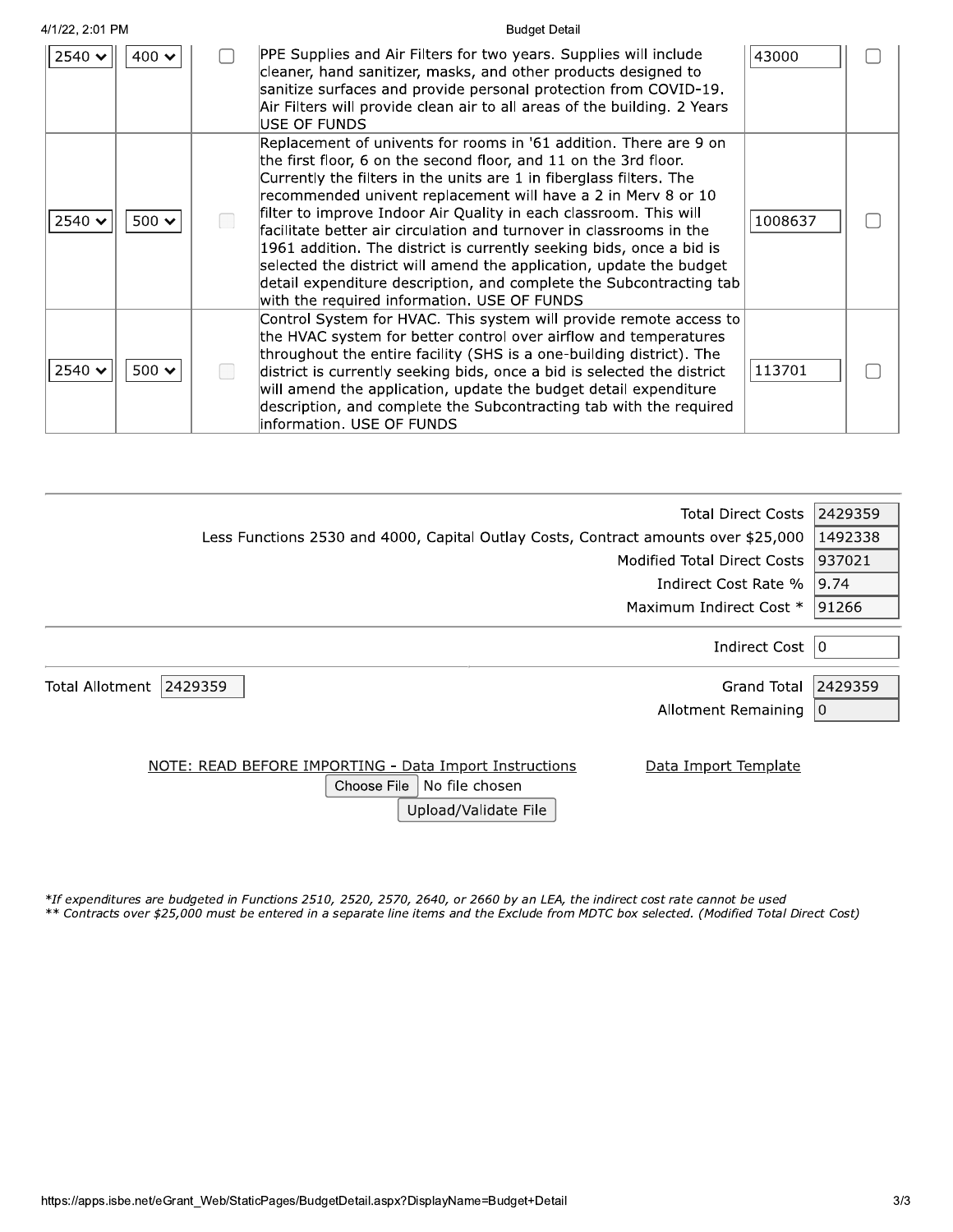| | | | | | |
|---|---|---|---|---|---|
| 2540 | 400 | ☐ | PPE Supplies and Air Filters for two years. Supplies will include cleaner, hand sanitizer, masks, and other products designed to sanitize surfaces and provide personal protection from COVID-19. Air Filters will provide clean air to all areas of the building. 2 Years USE OF FUNDS | 43000 | ☐ |
| 2540 | 500 | ☐ | Replacement of univents for rooms in '61 addition. There are 9 on the first floor, 6 on the second floor, and 11 on the 3rd floor. Currently the filters in the units are 1 in fiberglass filters. The recommended univent replacement will have a 2 in Merv 8 or 10 filter to improve Indoor Air Quality in each classroom. This will facilitate better air circulation and turnover in classrooms in the 1961 addition. The district is currently seeking bids, once a bid is selected the district will amend the application, update the budget detail expenditure description, and complete the Subcontracting tab with the required information. USE OF FUNDS | 1008637 | ☐ |
| 2540 | 500 | ☐ | Control System for HVAC. This system will provide remote access to the HVAC system for better control over airflow and temperatures throughout the entire facility (SHS is a one-building district). The district is currently seeking bids, once a bid is selected the district will amend the application, update the budget detail expenditure description, and complete the Subcontracting tab with the required information. USE OF FUNDS | 113701 | ☐ |

| | |
|---|---|
| Total Direct Costs | 2429359 |
| Less Functions 2530 and 4000, Capital Outlay Costs, Contract amounts over $25,000 | 1492338 |
| Modified Total Direct Costs | 937021 |
| Indirect Cost Rate % | 9.74 |
| Maximum Indirect Cost * | 91266 |
| Indirect Cost | 0 |
| Grand Total | 2429359 |
| Allotment Remaining | 0 |

Total Allotment 2429359

NOTE: READ BEFORE IMPORTING - Data Import Instructions

Data Import Template

Choose File No file chosen

Upload/Validate File

*If expenditures are budgeted in Functions 2510, 2520, 2570, 2640, or 2660 by an LEA, the indirect cost rate cannot be used*

*** Contracts over $25,000 must be entered in a separate line items and the Exclude from MDTC box selected. (Modified Total Direct Cost)*